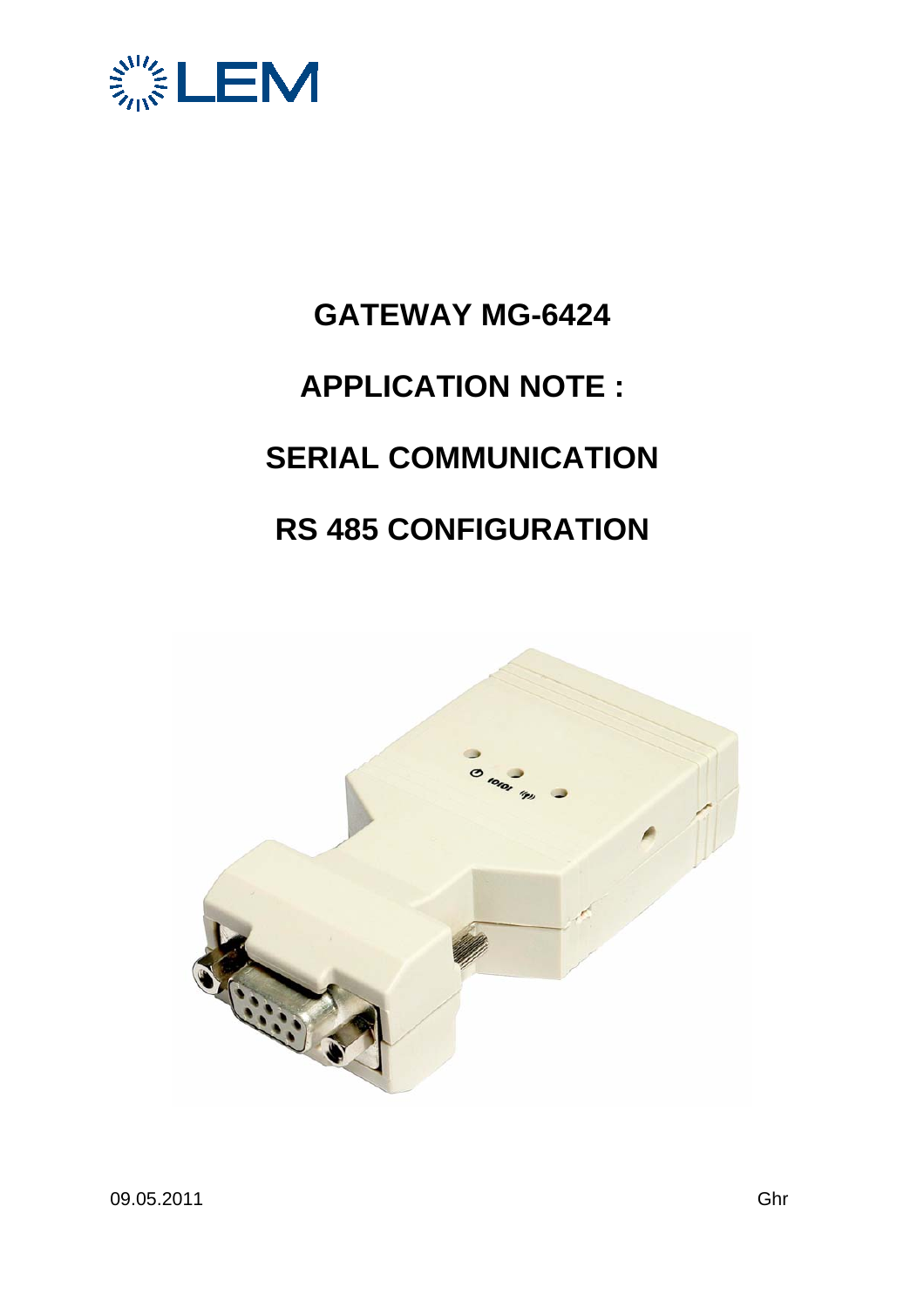# GATEWAY MG-6424

# APPLICATION NOTE :

# SERIAL COMMUNICATION

# RS 485 CONFIGURATION

09.05.2011 Ghr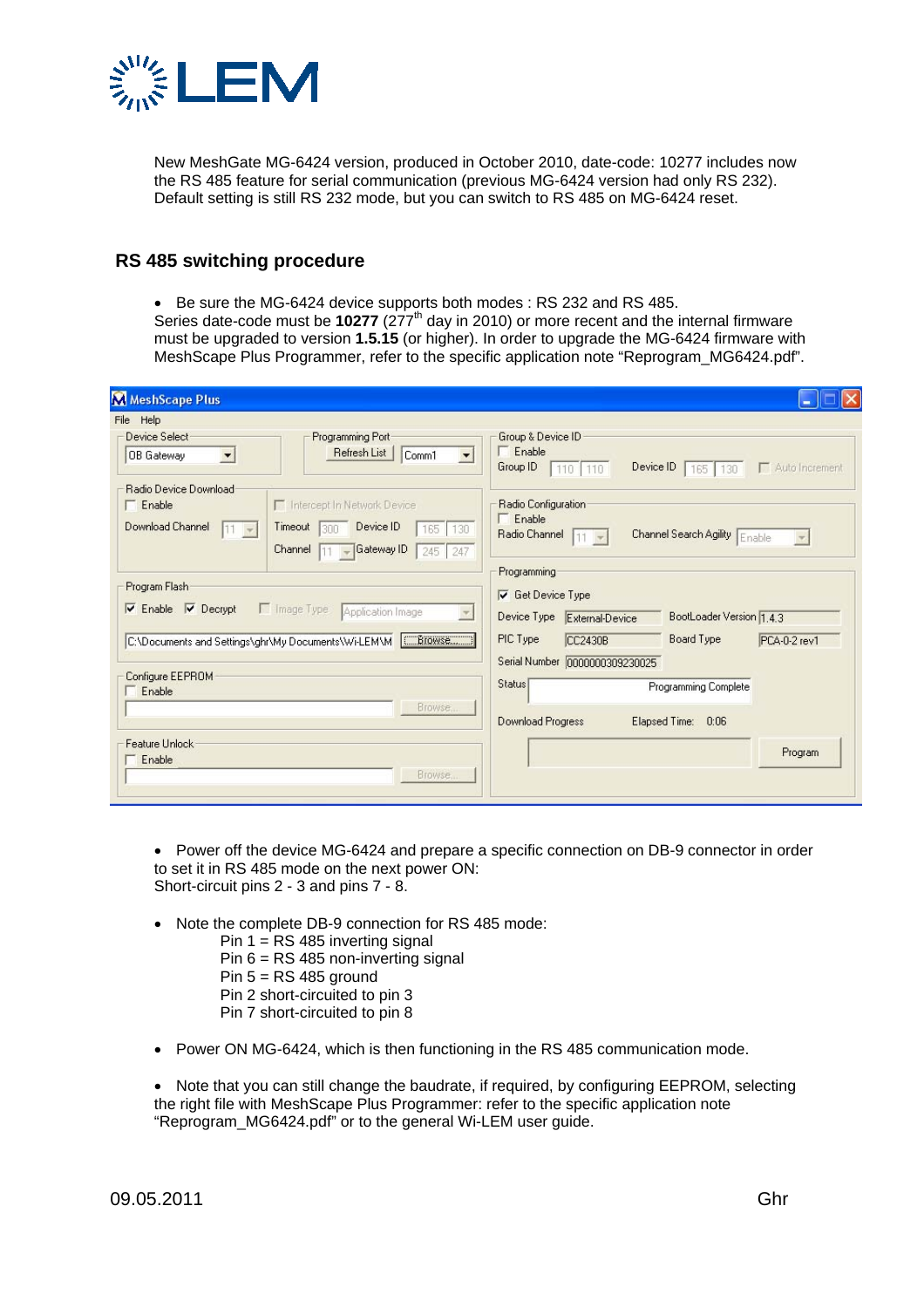New MeshGate MG-6424 version, produced in October 2010, date-code: 10277 includes now the RS 485 feature for serial communication (previous MG-6424 version had only RS 232). Default setting is still RS 232 mode, but you can switch to RS 485 on MG-6424 reset.

## RS 485 switching procedure

- Be sure the MG-6424 device supports both modes : RS 232 and RS 485.

Series date-code must be **10277** (277[th] day in 2010) or more recent and the internal firmware must be upgraded to version **1.5.15** (or higher). In order to upgrade the MG-6424 firmware with MeshScape Plus Programmer, refer to the specific application note “Reprogram_MG6424.pdf”.

- Power off the device MG-6424 and prepare a specific connection on DB-9 connector in order to set it in RS 485 mode on the next power ON:

Short-circuit pins 2 - 3 and pins 7 - 8.

- Note the complete DB-9 connection for RS 485 mode:

  Pin 1 = RS 485 inverting signal
  Pin 6 = RS 485 non-inverting signal
  Pin 5 = RS 485 ground
  Pin 2 short-circuited to pin 3
  Pin 7 short-circuited to pin 8

- Power ON MG-6424, which is then functioning in the RS 485 communication mode.

- Note that you can still change the baudrate, if required, by configuring EEPROM, selecting the right file with MeshScape Plus Programmer: refer to the specific application note “Reprogram_MG6424.pdf” or to the general Wi-LEM user guide.

09.05.2011 Ghr